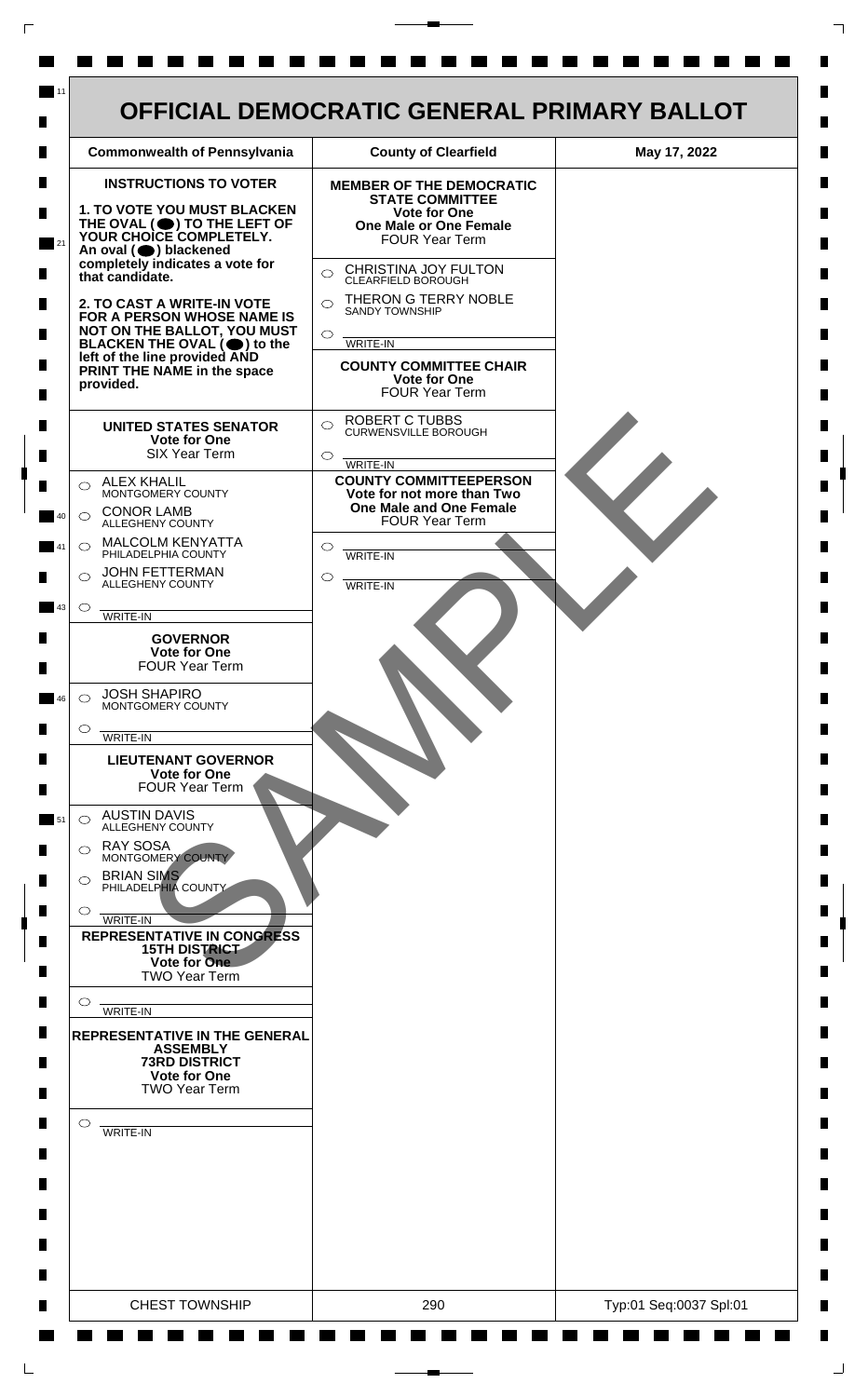# OFFICIAL DEMOCRATIC GENERAL PRIMARY BALLOT

| Commonwealth of Pennsylvania | County of Clearfield | May 17, 2022 |
|---|---|---|

## INSTRUCTIONS TO VOTER

**1. TO VOTE YOU MUST BLACKEN THE OVAL (⬤) TO THE LEFT OF YOUR CHOICE COMPLETELY.** An oval (⬤) blackened completely indicates a vote for that candidate.

**2. TO CAST A WRITE-IN VOTE FOR A PERSON WHOSE NAME IS NOT ON THE BALLOT, YOU MUST BLACKEN THE OVAL (⬤) to the left of the line provided AND PRINT THE NAME in the space provided.**

### UNITED STATES SENATOR
**Vote for One**
SIX Year Term

- ○ ALEX KHALIL — MONTGOMERY COUNTY
- ○ CONOR LAMB — ALLEGHENY COUNTY
- ○ MALCOLM KENYATTA — PHILADELPHIA COUNTY
- ○ JOHN FETTERMAN — ALLEGHENY COUNTY
- ○ ______ WRITE-IN

### GOVERNOR
**Vote for One**
FOUR Year Term

- ○ JOSH SHAPIRO — MONTGOMERY COUNTY
- ○ ______ WRITE-IN

### LIEUTENANT GOVERNOR
**Vote for One**
FOUR Year Term

- ○ AUSTIN DAVIS — ALLEGHENY COUNTY
- ○ RAY SOSA — MONTGOMERY COUNTY
- ○ BRIAN SIMS — PHILADELPHIA COUNTY
- ○ ______ WRITE-IN

### REPRESENTATIVE IN CONGRESS
**15TH DISTRICT**
**Vote for One**
TWO Year Term

- ○ ______ WRITE-IN

### REPRESENTATIVE IN THE GENERAL ASSEMBLY
**73RD DISTRICT**
**Vote for One**
TWO Year Term

- ○ ______ WRITE-IN

### MEMBER OF THE DEMOCRATIC STATE COMMITTEE
**Vote for One**
**One Male or One Female**
FOUR Year Term

- ○ CHRISTINA JOY FULTON — CLEARFIELD BOROUGH
- ○ THERON G TERRY NOBLE — SANDY TOWNSHIP
- ○ ______ WRITE-IN

### COUNTY COMMITTEE CHAIR
**Vote for One**
FOUR Year Term

- ○ ROBERT C TUBBS — CURWENSVILLE BOROUGH
- ○ ______ WRITE-IN

### COUNTY COMMITTEEPERSON
**Vote for not more than Two**
**One Male and One Female**
FOUR Year Term

- ○ ______ WRITE-IN
- ○ ______ WRITE-IN

SAMPLE

| CHEST TOWNSHIP | 290 | Typ:01 Seq:0037 Spl:01 |
|---|---|---|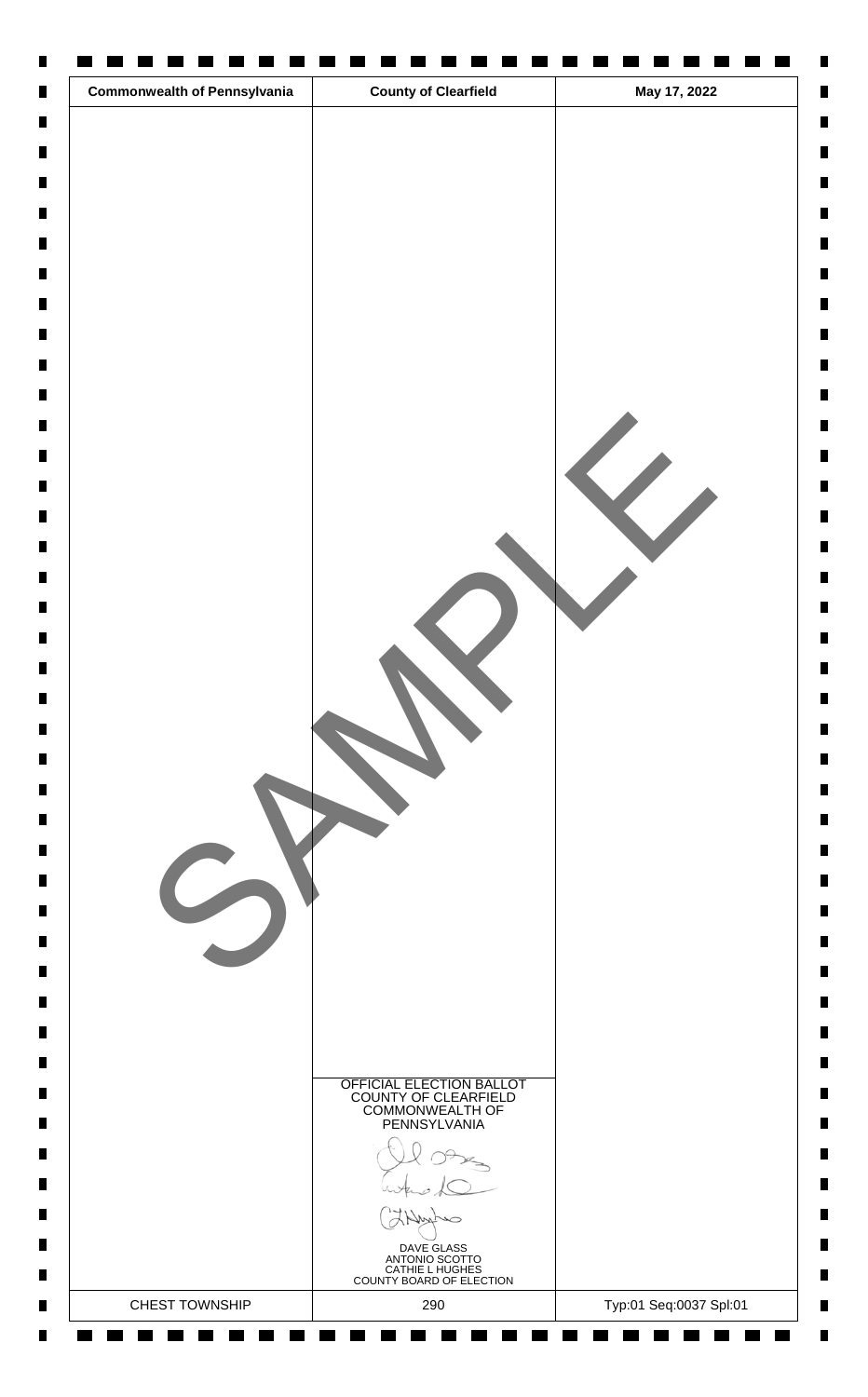| Commonwealth of Pennsylvania | County of Clearfield | May 17, 2022 |
|---|---|---|
| | OFFICIAL ELECTION BALLOT<br>COUNTY OF CLEARFIELD<br>COMMONWEALTH OF PENNSYLVANIA<br><br>DAVE GLASS<br>ANTONIO SCOTTO<br>CATHIE L HUGHES<br>COUNTY BOARD OF ELECTION | |
| CHEST TOWNSHIP | 290 | Typ:01 Seq:0037 Spl:01 |

SAMPLE